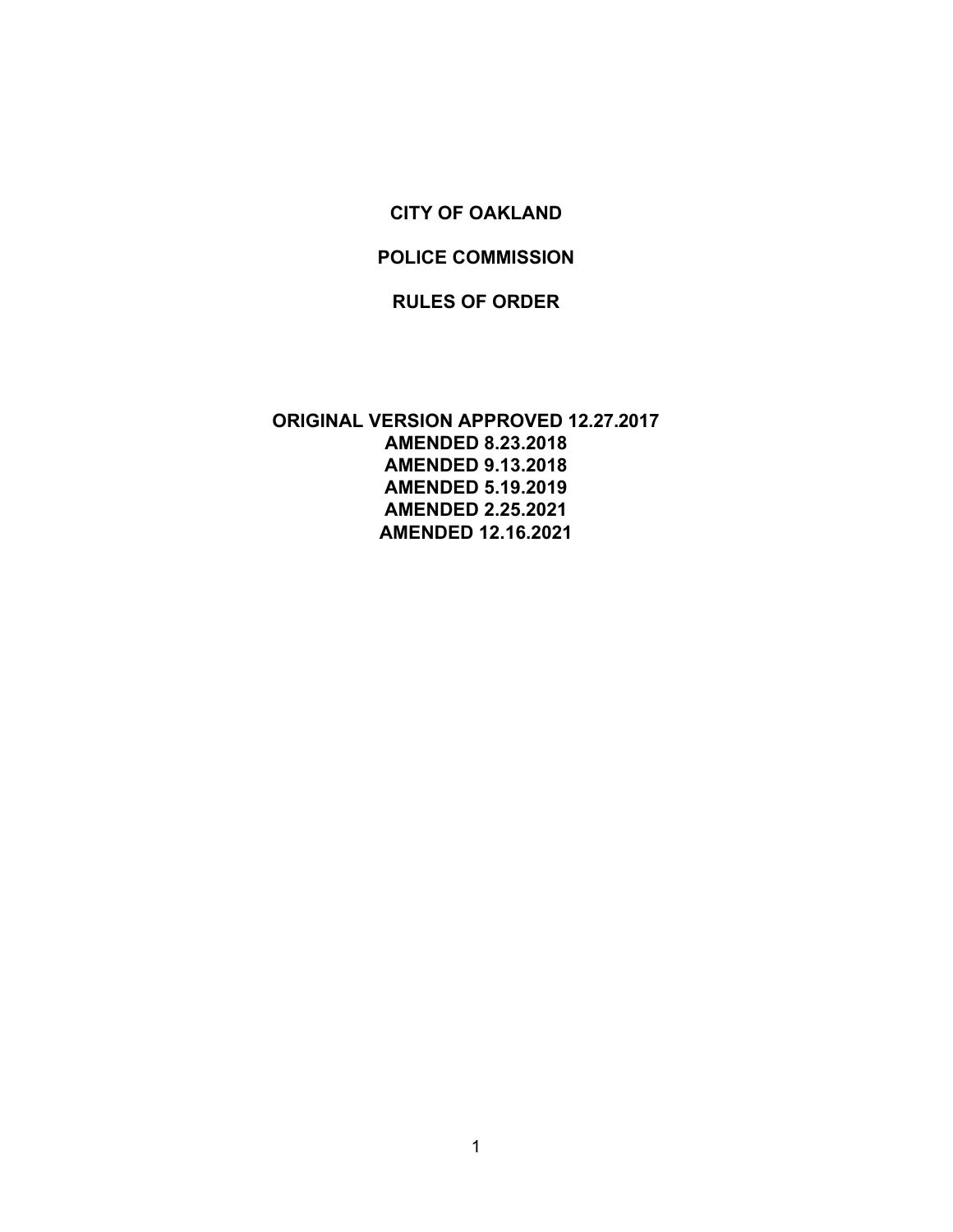# CITY OF OAKLAND

# POLICE COMMISSION

# RULES OF ORDER

**ORIGINAL VERSION APPROVED 12.27.2017**
**AMENDED 8.23.2018**
**AMENDED 9.13.2018**
**AMENDED 5.19.2019**
**AMENDED 2.25.2021**
**AMENDED 12.16.2021**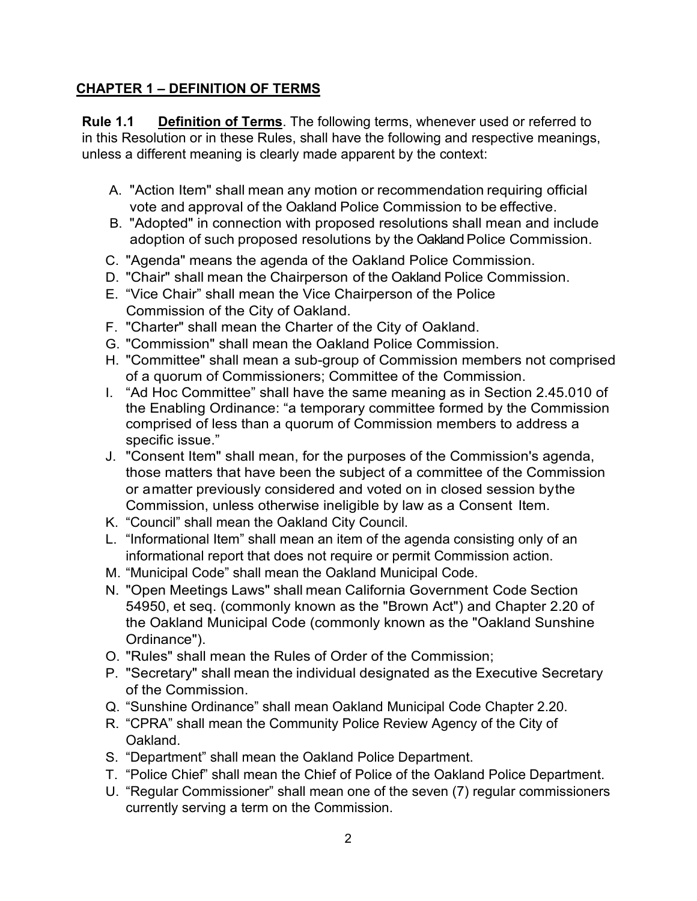## CHAPTER 1 – DEFINITION OF TERMS

**Rule 1.1** **Definition of Terms**. The following terms, whenever used or referred to in this Resolution or in these Rules, shall have the following and respective meanings, unless a different meaning is clearly made apparent by the context:

A. "Action Item" shall mean any motion or recommendation requiring official vote and approval of the Oakland Police Commission to be effective.
B. "Adopted" in connection with proposed resolutions shall mean and include adoption of such proposed resolutions by the Oakland Police Commission.
C. "Agenda" means the agenda of the Oakland Police Commission.
D. "Chair" shall mean the Chairperson of the Oakland Police Commission.
E. "Vice Chair" shall mean the Vice Chairperson of the Police Commission of the City of Oakland.
F. "Charter" shall mean the Charter of the City of Oakland.
G. "Commission" shall mean the Oakland Police Commission.
H. "Committee" shall mean a sub-group of Commission members not comprised of a quorum of Commissioners; Committee of the Commission.
I. "Ad Hoc Committee" shall have the same meaning as in Section 2.45.010 of the Enabling Ordinance: "a temporary committee formed by the Commission comprised of less than a quorum of Commission members to address a specific issue."
J. "Consent Item" shall mean, for the purposes of the Commission's agenda, those matters that have been the subject of a committee of the Commission or a matter previously considered and voted on in closed session by the Commission, unless otherwise ineligible by law as a Consent Item.
K. "Council" shall mean the Oakland City Council.
L. "Informational Item" shall mean an item of the agenda consisting only of an informational report that does not require or permit Commission action.
M. "Municipal Code" shall mean the Oakland Municipal Code.
N. "Open Meetings Laws" shall mean California Government Code Section 54950, et seq. (commonly known as the "Brown Act") and Chapter 2.20 of the Oakland Municipal Code (commonly known as the "Oakland Sunshine Ordinance").
O. "Rules" shall mean the Rules of Order of the Commission;
P. "Secretary" shall mean the individual designated as the Executive Secretary of the Commission.
Q. "Sunshine Ordinance" shall mean Oakland Municipal Code Chapter 2.20.
R. "CPRA" shall mean the Community Police Review Agency of the City of Oakland.
S. "Department" shall mean the Oakland Police Department.
T. "Police Chief" shall mean the Chief of Police of the Oakland Police Department.
U. "Regular Commissioner" shall mean one of the seven (7) regular commissioners currently serving a term on the Commission.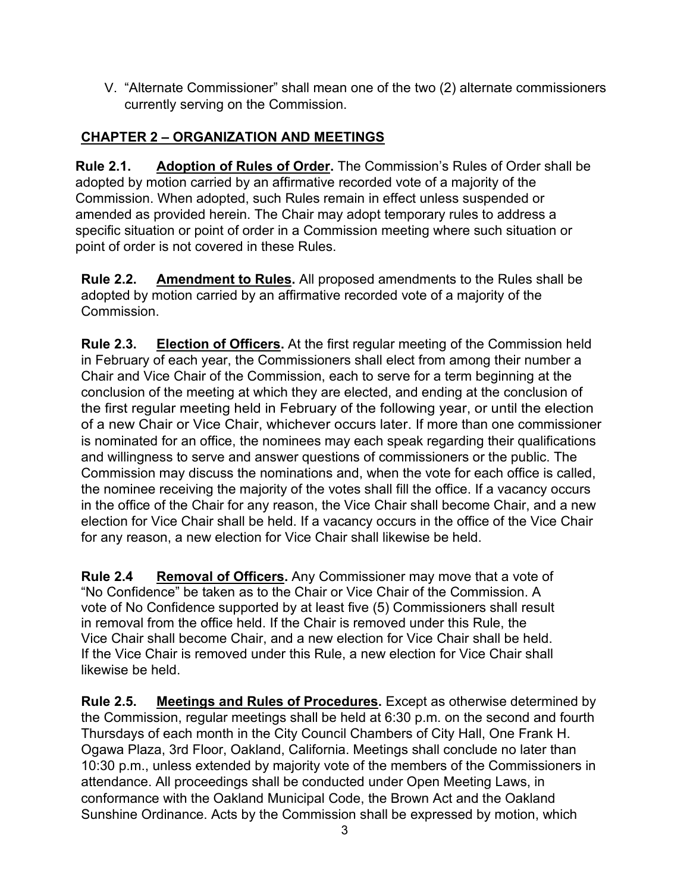V. "Alternate Commissioner" shall mean one of the two (2) alternate commissioners currently serving on the Commission.

## CHAPTER 2 – ORGANIZATION AND MEETINGS

**Rule 2.1. Adoption of Rules of Order.** The Commission's Rules of Order shall be adopted by motion carried by an affirmative recorded vote of a majority of the Commission. When adopted, such Rules remain in effect unless suspended or amended as provided herein. The Chair may adopt temporary rules to address a specific situation or point of order in a Commission meeting where such situation or point of order is not covered in these Rules.

**Rule 2.2. Amendment to Rules.** All proposed amendments to the Rules shall be adopted by motion carried by an affirmative recorded vote of a majority of the Commission.

**Rule 2.3. Election of Officers.** At the first regular meeting of the Commission held in February of each year, the Commissioners shall elect from among their number a Chair and Vice Chair of the Commission, each to serve for a term beginning at the conclusion of the meeting at which they are elected, and ending at the conclusion of the first regular meeting held in February of the following year, or until the election of a new Chair or Vice Chair, whichever occurs later. If more than one commissioner is nominated for an office, the nominees may each speak regarding their qualifications and willingness to serve and answer questions of commissioners or the public. The Commission may discuss the nominations and, when the vote for each office is called, the nominee receiving the majority of the votes shall fill the office. If a vacancy occurs in the office of the Chair for any reason, the Vice Chair shall become Chair, and a new election for Vice Chair shall be held. If a vacancy occurs in the office of the Vice Chair for any reason, a new election for Vice Chair shall likewise be held.

**Rule 2.4 Removal of Officers.** Any Commissioner may move that a vote of "No Confidence" be taken as to the Chair or Vice Chair of the Commission. A vote of No Confidence supported by at least five (5) Commissioners shall result in removal from the office held. If the Chair is removed under this Rule, the Vice Chair shall become Chair, and a new election for Vice Chair shall be held. If the Vice Chair is removed under this Rule, a new election for Vice Chair shall likewise be held.

**Rule 2.5. Meetings and Rules of Procedures.** Except as otherwise determined by the Commission, regular meetings shall be held at 6:30 p.m. on the second and fourth Thursdays of each month in the City Council Chambers of City Hall, One Frank H. Ogawa Plaza, 3rd Floor, Oakland, California. Meetings shall conclude no later than 10:30 p.m., unless extended by majority vote of the members of the Commissioners in attendance. All proceedings shall be conducted under Open Meeting Laws, in conformance with the Oakland Municipal Code, the Brown Act and the Oakland Sunshine Ordinance. Acts by the Commission shall be expressed by motion, which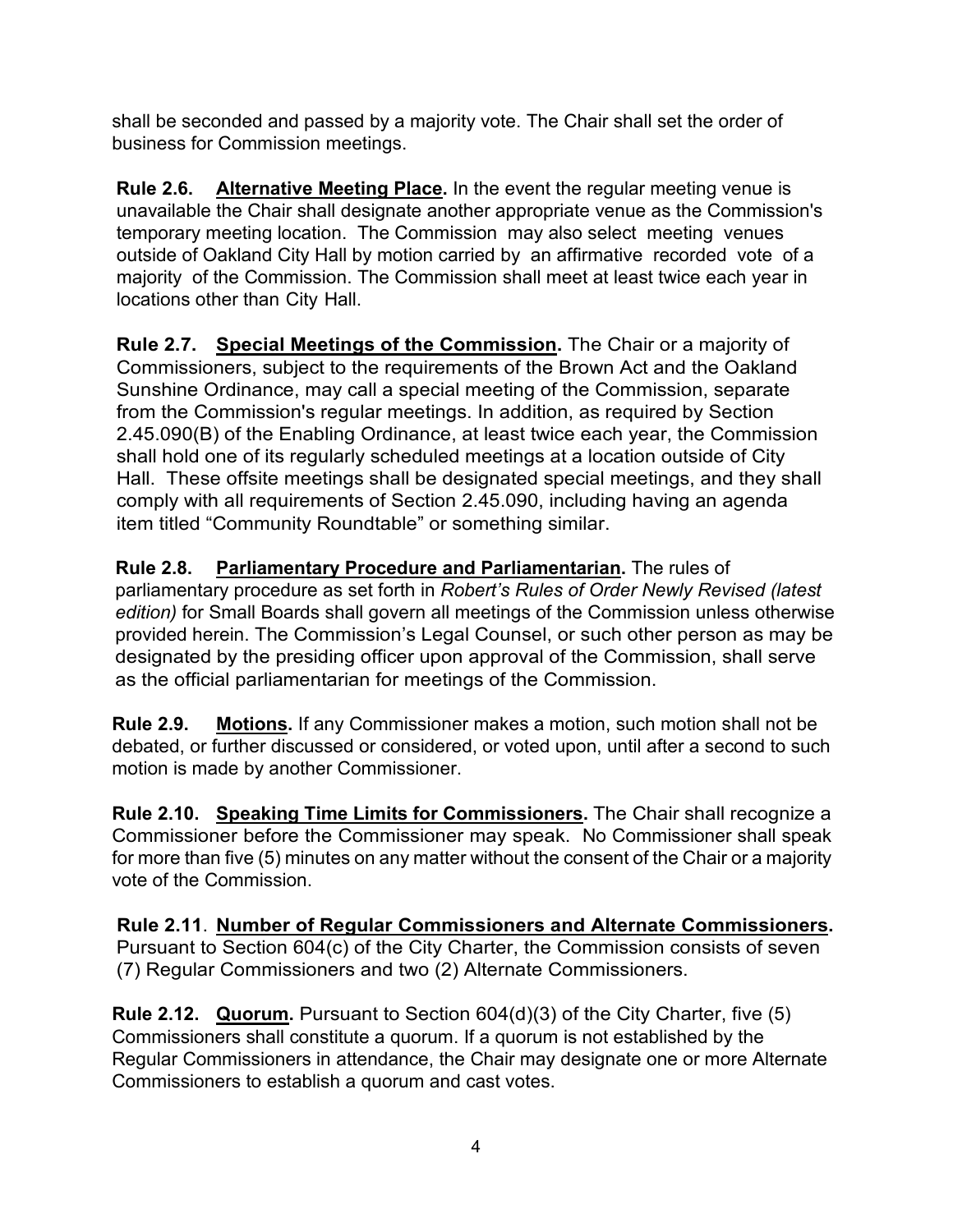shall be seconded and passed by a majority vote. The Chair shall set the order of business for Commission meetings.

**Rule 2.6.** **Alternative Meeting Place.** In the event the regular meeting venue is unavailable the Chair shall designate another appropriate venue as the Commission's temporary meeting location. The Commission may also select meeting venues outside of Oakland City Hall by motion carried by an affirmative recorded vote of a majority of the Commission. The Commission shall meet at least twice each year in locations other than City Hall.

**Rule 2.7.** **Special Meetings of the Commission.** The Chair or a majority of Commissioners, subject to the requirements of the Brown Act and the Oakland Sunshine Ordinance, may call a special meeting of the Commission, separate from the Commission's regular meetings. In addition, as required by Section 2.45.090(B) of the Enabling Ordinance, at least twice each year, the Commission shall hold one of its regularly scheduled meetings at a location outside of City Hall. These offsite meetings shall be designated special meetings, and they shall comply with all requirements of Section 2.45.090, including having an agenda item titled "Community Roundtable" or something similar.

**Rule 2.8.** **Parliamentary Procedure and Parliamentarian.** The rules of parliamentary procedure as set forth in *Robert's Rules of Order Newly Revised (latest edition)* for Small Boards shall govern all meetings of the Commission unless otherwise provided herein. The Commission's Legal Counsel, or such other person as may be designated by the presiding officer upon approval of the Commission, shall serve as the official parliamentarian for meetings of the Commission.

**Rule 2.9.** **Motions.** If any Commissioner makes a motion, such motion shall not be debated, or further discussed or considered, or voted upon, until after a second to such motion is made by another Commissioner.

**Rule 2.10.** **Speaking Time Limits for Commissioners.** The Chair shall recognize a Commissioner before the Commissioner may speak. No Commissioner shall speak for more than five (5) minutes on any matter without the consent of the Chair or a majority vote of the Commission.

**Rule 2.11**. **Number of Regular Commissioners and Alternate Commissioners.** Pursuant to Section 604(c) of the City Charter, the Commission consists of seven (7) Regular Commissioners and two (2) Alternate Commissioners.

**Rule 2.12.** **Quorum.** Pursuant to Section 604(d)(3) of the City Charter, five (5) Commissioners shall constitute a quorum. If a quorum is not established by the Regular Commissioners in attendance, the Chair may designate one or more Alternate Commissioners to establish a quorum and cast votes.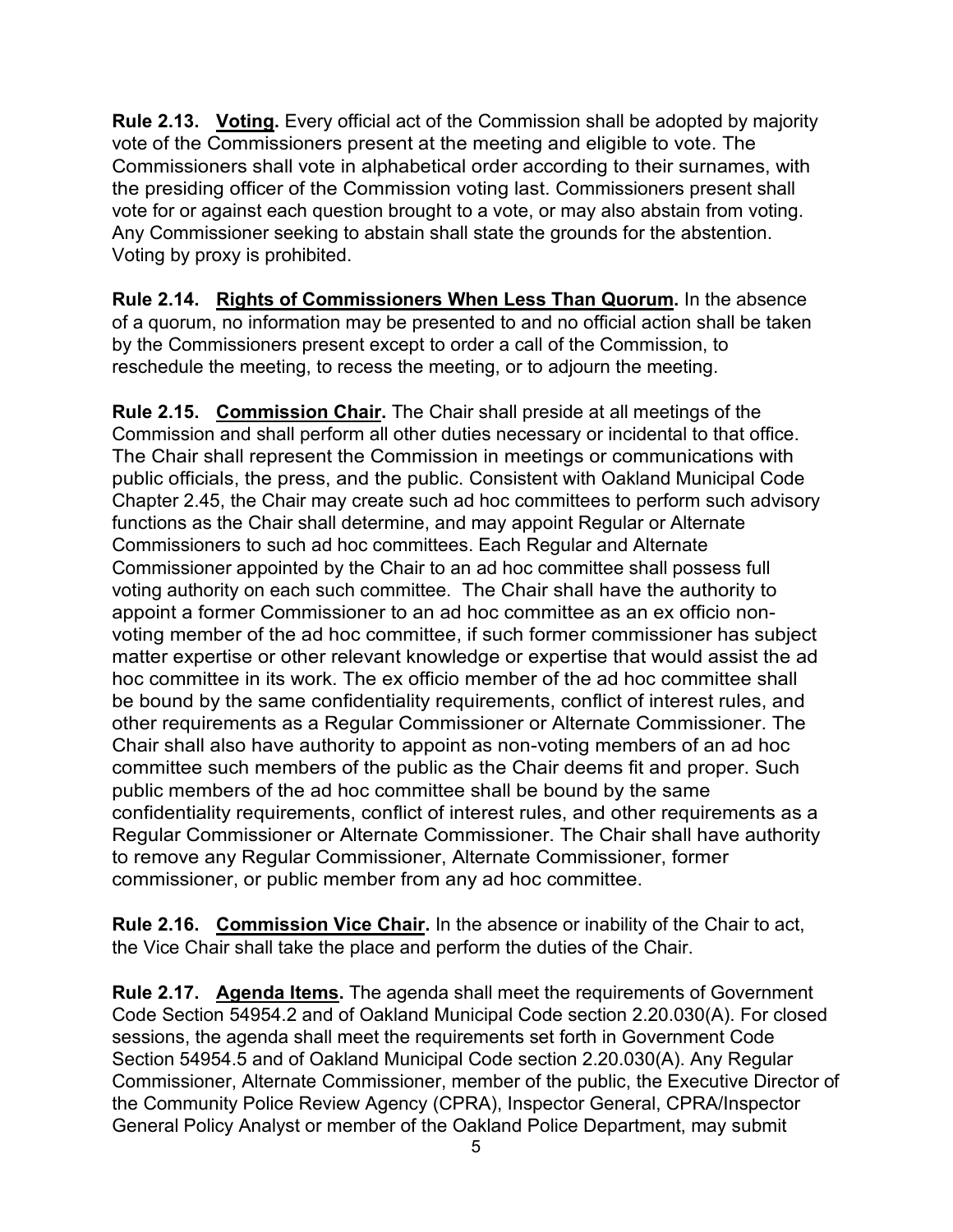**Rule 2.13. <u>Voting</u>.** Every official act of the Commission shall be adopted by majority vote of the Commissioners present at the meeting and eligible to vote. The Commissioners shall vote in alphabetical order according to their surnames, with the presiding officer of the Commission voting last. Commissioners present shall vote for or against each question brought to a vote, or may also abstain from voting. Any Commissioner seeking to abstain shall state the grounds for the abstention. Voting by proxy is prohibited.

**Rule 2.14. <u>Rights of Commissioners When Less Than Quorum</u>.** In the absence of a quorum, no information may be presented to and no official action shall be taken by the Commissioners present except to order a call of the Commission, to reschedule the meeting, to recess the meeting, or to adjourn the meeting.

**Rule 2.15. <u>Commission Chair</u>.** The Chair shall preside at all meetings of the Commission and shall perform all other duties necessary or incidental to that office. The Chair shall represent the Commission in meetings or communications with public officials, the press, and the public. Consistent with Oakland Municipal Code Chapter 2.45, the Chair may create such ad hoc committees to perform such advisory functions as the Chair shall determine, and may appoint Regular or Alternate Commissioners to such ad hoc committees. Each Regular and Alternate Commissioner appointed by the Chair to an ad hoc committee shall possess full voting authority on each such committee. The Chair shall have the authority to appoint a former Commissioner to an ad hoc committee as an ex officio non-voting member of the ad hoc committee, if such former commissioner has subject matter expertise or other relevant knowledge or expertise that would assist the ad hoc committee in its work. The ex officio member of the ad hoc committee shall be bound by the same confidentiality requirements, conflict of interest rules, and other requirements as a Regular Commissioner or Alternate Commissioner. The Chair shall also have authority to appoint as non-voting members of an ad hoc committee such members of the public as the Chair deems fit and proper. Such public members of the ad hoc committee shall be bound by the same confidentiality requirements, conflict of interest rules, and other requirements as a Regular Commissioner or Alternate Commissioner. The Chair shall have authority to remove any Regular Commissioner, Alternate Commissioner, former commissioner, or public member from any ad hoc committee.

**Rule 2.16. <u>Commission Vice Chair</u>.** In the absence or inability of the Chair to act, the Vice Chair shall take the place and perform the duties of the Chair.

**Rule 2.17. <u>Agenda Items</u>.** The agenda shall meet the requirements of Government Code Section 54954.2 and of Oakland Municipal Code section 2.20.030(A). For closed sessions, the agenda shall meet the requirements set forth in Government Code Section 54954.5 and of Oakland Municipal Code section 2.20.030(A). Any Regular Commissioner, Alternate Commissioner, member of the public, the Executive Director of the Community Police Review Agency (CPRA), Inspector General, CPRA/Inspector General Policy Analyst or member of the Oakland Police Department, may submit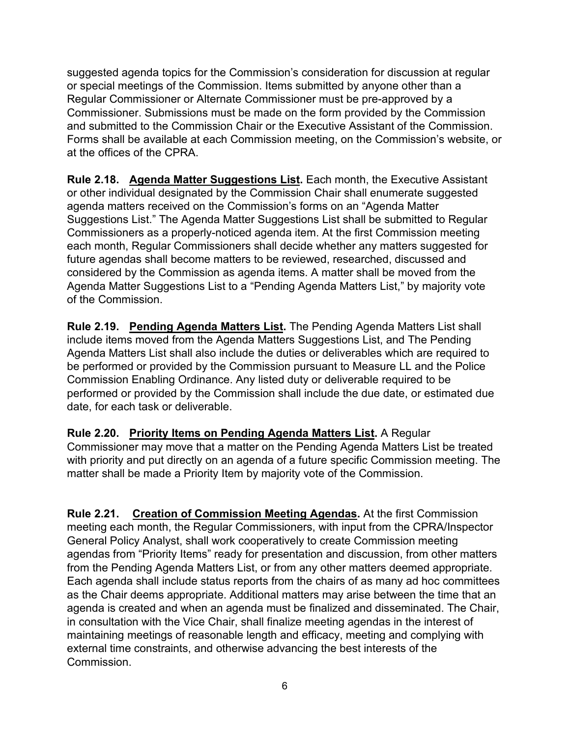suggested agenda topics for the Commission's consideration for discussion at regular or special meetings of the Commission. Items submitted by anyone other than a Regular Commissioner or Alternate Commissioner must be pre-approved by a Commissioner. Submissions must be made on the form provided by the Commission and submitted to the Commission Chair or the Executive Assistant of the Commission. Forms shall be available at each Commission meeting, on the Commission's website, or at the offices of the CPRA.

**Rule 2.18. Agenda Matter Suggestions List.** Each month, the Executive Assistant or other individual designated by the Commission Chair shall enumerate suggested agenda matters received on the Commission's forms on an "Agenda Matter Suggestions List." The Agenda Matter Suggestions List shall be submitted to Regular Commissioners as a properly-noticed agenda item. At the first Commission meeting each month, Regular Commissioners shall decide whether any matters suggested for future agendas shall become matters to be reviewed, researched, discussed and considered by the Commission as agenda items. A matter shall be moved from the Agenda Matter Suggestions List to a "Pending Agenda Matters List," by majority vote of the Commission.

**Rule 2.19. Pending Agenda Matters List.** The Pending Agenda Matters List shall include items moved from the Agenda Matters Suggestions List, and The Pending Agenda Matters List shall also include the duties or deliverables which are required to be performed or provided by the Commission pursuant to Measure LL and the Police Commission Enabling Ordinance. Any listed duty or deliverable required to be performed or provided by the Commission shall include the due date, or estimated due date, for each task or deliverable.

**Rule 2.20. Priority Items on Pending Agenda Matters List.** A Regular Commissioner may move that a matter on the Pending Agenda Matters List be treated with priority and put directly on an agenda of a future specific Commission meeting. The matter shall be made a Priority Item by majority vote of the Commission.

**Rule 2.21. Creation of Commission Meeting Agendas.** At the first Commission meeting each month, the Regular Commissioners, with input from the CPRA/Inspector General Policy Analyst, shall work cooperatively to create Commission meeting agendas from "Priority Items" ready for presentation and discussion, from other matters from the Pending Agenda Matters List, or from any other matters deemed appropriate. Each agenda shall include status reports from the chairs of as many ad hoc committees as the Chair deems appropriate. Additional matters may arise between the time that an agenda is created and when an agenda must be finalized and disseminated. The Chair, in consultation with the Vice Chair, shall finalize meeting agendas in the interest of maintaining meetings of reasonable length and efficacy, meeting and complying with external time constraints, and otherwise advancing the best interests of the Commission.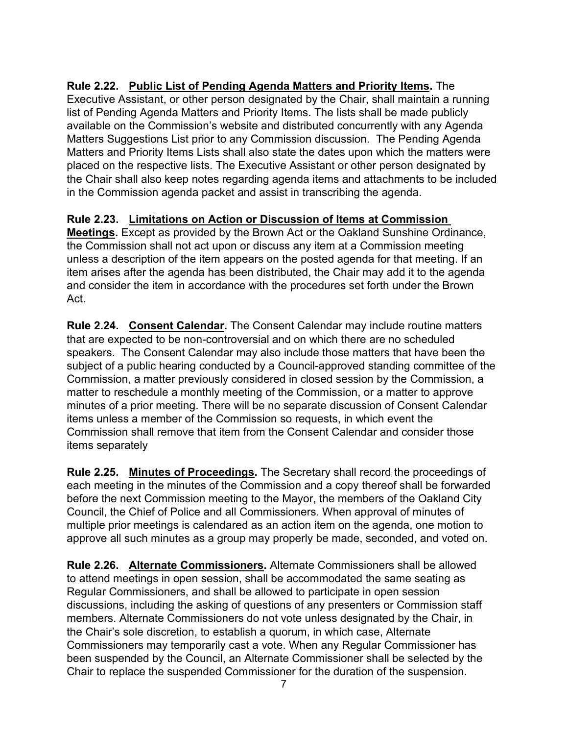**Rule 2.22. <u>Public List of Pending Agenda Matters and Priority Items</u>.** The Executive Assistant, or other person designated by the Chair, shall maintain a running list of Pending Agenda Matters and Priority Items. The lists shall be made publicly available on the Commission's website and distributed concurrently with any Agenda Matters Suggestions List prior to any Commission discussion. The Pending Agenda Matters and Priority Items Lists shall also state the dates upon which the matters were placed on the respective lists. The Executive Assistant or other person designated by the Chair shall also keep notes regarding agenda items and attachments to be included in the Commission agenda packet and assist in transcribing the agenda.

**Rule 2.23. <u>Limitations on Action or Discussion of Items at Commission Meetings</u>.** Except as provided by the Brown Act or the Oakland Sunshine Ordinance, the Commission shall not act upon or discuss any item at a Commission meeting unless a description of the item appears on the posted agenda for that meeting. If an item arises after the agenda has been distributed, the Chair may add it to the agenda and consider the item in accordance with the procedures set forth under the Brown Act.

**Rule 2.24. <u>Consent Calendar</u>.** The Consent Calendar may include routine matters that are expected to be non-controversial and on which there are no scheduled speakers. The Consent Calendar may also include those matters that have been the subject of a public hearing conducted by a Council-approved standing committee of the Commission, a matter previously considered in closed session by the Commission, a matter to reschedule a monthly meeting of the Commission, or a matter to approve minutes of a prior meeting. There will be no separate discussion of Consent Calendar items unless a member of the Commission so requests, in which event the Commission shall remove that item from the Consent Calendar and consider those items separately

**Rule 2.25. <u>Minutes of Proceedings</u>.** The Secretary shall record the proceedings of each meeting in the minutes of the Commission and a copy thereof shall be forwarded before the next Commission meeting to the Mayor, the members of the Oakland City Council, the Chief of Police and all Commissioners. When approval of minutes of multiple prior meetings is calendared as an action item on the agenda, one motion to approve all such minutes as a group may properly be made, seconded, and voted on.

**Rule 2.26. <u>Alternate Commissioners</u>.** Alternate Commissioners shall be allowed to attend meetings in open session, shall be accommodated the same seating as Regular Commissioners, and shall be allowed to participate in open session discussions, including the asking of questions of any presenters or Commission staff members. Alternate Commissioners do not vote unless designated by the Chair, in the Chair's sole discretion, to establish a quorum, in which case, Alternate Commissioners may temporarily cast a vote. When any Regular Commissioner has been suspended by the Council, an Alternate Commissioner shall be selected by the Chair to replace the suspended Commissioner for the duration of the suspension.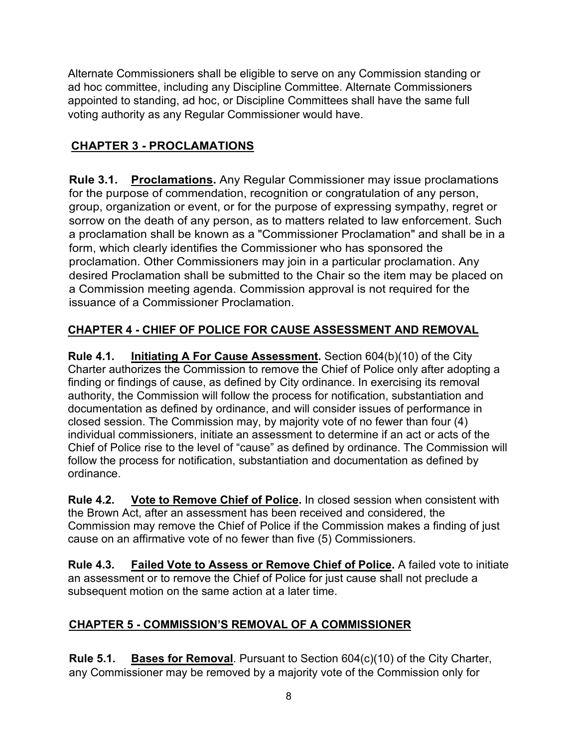Alternate Commissioners shall be eligible to serve on any Commission standing or ad hoc committee, including any Discipline Committee. Alternate Commissioners appointed to standing, ad hoc, or Discipline Committees shall have the same full voting authority as any Regular Commissioner would have.

## CHAPTER 3 - PROCLAMATIONS

**Rule 3.1. Proclamations.** Any Regular Commissioner may issue proclamations for the purpose of commendation, recognition or congratulation of any person, group, organization or event, or for the purpose of expressing sympathy, regret or sorrow on the death of any person, as to matters related to law enforcement. Such a proclamation shall be known as a "Commissioner Proclamation" and shall be in a form, which clearly identifies the Commissioner who has sponsored the proclamation. Other Commissioners may join in a particular proclamation. Any desired Proclamation shall be submitted to the Chair so the item may be placed on a Commission meeting agenda. Commission approval is not required for the issuance of a Commissioner Proclamation.

## CHAPTER 4 - CHIEF OF POLICE FOR CAUSE ASSESSMENT AND REMOVAL

**Rule 4.1. Initiating A For Cause Assessment.** Section 604(b)(10) of the City Charter authorizes the Commission to remove the Chief of Police only after adopting a finding or findings of cause, as defined by City ordinance. In exercising its removal authority, the Commission will follow the process for notification, substantiation and documentation as defined by ordinance, and will consider issues of performance in closed session. The Commission may, by majority vote of no fewer than four (4) individual commissioners, initiate an assessment to determine if an act or acts of the Chief of Police rise to the level of "cause" as defined by ordinance. The Commission will follow the process for notification, substantiation and documentation as defined by ordinance.

**Rule 4.2. Vote to Remove Chief of Police.** In closed session when consistent with the Brown Act, after an assessment has been received and considered, the Commission may remove the Chief of Police if the Commission makes a finding of just cause on an affirmative vote of no fewer than five (5) Commissioners.

**Rule 4.3. Failed Vote to Assess or Remove Chief of Police.** A failed vote to initiate an assessment or to remove the Chief of Police for just cause shall not preclude a subsequent motion on the same action at a later time.

## CHAPTER 5 - COMMISSION'S REMOVAL OF A COMMISSIONER

**Rule 5.1. Bases for Removal**. Pursuant to Section 604(c)(10) of the City Charter, any Commissioner may be removed by a majority vote of the Commission only for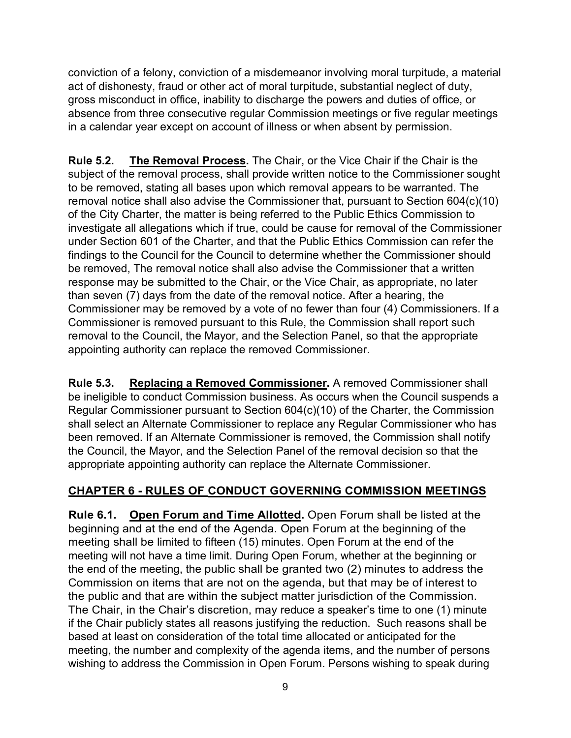conviction of a felony, conviction of a misdemeanor involving moral turpitude, a material act of dishonesty, fraud or other act of moral turpitude, substantial neglect of duty, gross misconduct in office, inability to discharge the powers and duties of office, or absence from three consecutive regular Commission meetings or five regular meetings in a calendar year except on account of illness or when absent by permission.

**Rule 5.2. <u>The Removal Process</u>.** The Chair, or the Vice Chair if the Chair is the subject of the removal process, shall provide written notice to the Commissioner sought to be removed, stating all bases upon which removal appears to be warranted. The removal notice shall also advise the Commissioner that, pursuant to Section 604(c)(10) of the City Charter, the matter is being referred to the Public Ethics Commission to investigate all allegations which if true, could be cause for removal of the Commissioner under Section 601 of the Charter, and that the Public Ethics Commission can refer the findings to the Council for the Council to determine whether the Commissioner should be removed, The removal notice shall also advise the Commissioner that a written response may be submitted to the Chair, or the Vice Chair, as appropriate, no later than seven (7) days from the date of the removal notice. After a hearing, the Commissioner may be removed by a vote of no fewer than four (4) Commissioners. If a Commissioner is removed pursuant to this Rule, the Commission shall report such removal to the Council, the Mayor, and the Selection Panel, so that the appropriate appointing authority can replace the removed Commissioner.

**Rule 5.3. <u>Replacing a Removed Commissioner</u>.** A removed Commissioner shall be ineligible to conduct Commission business. As occurs when the Council suspends a Regular Commissioner pursuant to Section 604(c)(10) of the Charter, the Commission shall select an Alternate Commissioner to replace any Regular Commissioner who has been removed. If an Alternate Commissioner is removed, the Commission shall notify the Council, the Mayor, and the Selection Panel of the removal decision so that the appropriate appointing authority can replace the Alternate Commissioner.

## CHAPTER 6 - RULES OF CONDUCT GOVERNING COMMISSION MEETINGS

**Rule 6.1. <u>Open Forum and Time Allotted</u>.** Open Forum shall be listed at the beginning and at the end of the Agenda. Open Forum at the beginning of the meeting shall be limited to fifteen (15) minutes. Open Forum at the end of the meeting will not have a time limit. During Open Forum, whether at the beginning or the end of the meeting, the public shall be granted two (2) minutes to address the Commission on items that are not on the agenda, but that may be of interest to the public and that are within the subject matter jurisdiction of the Commission. The Chair, in the Chair's discretion, may reduce a speaker's time to one (1) minute if the Chair publicly states all reasons justifying the reduction. Such reasons shall be based at least on consideration of the total time allocated or anticipated for the meeting, the number and complexity of the agenda items, and the number of persons wishing to address the Commission in Open Forum. Persons wishing to speak during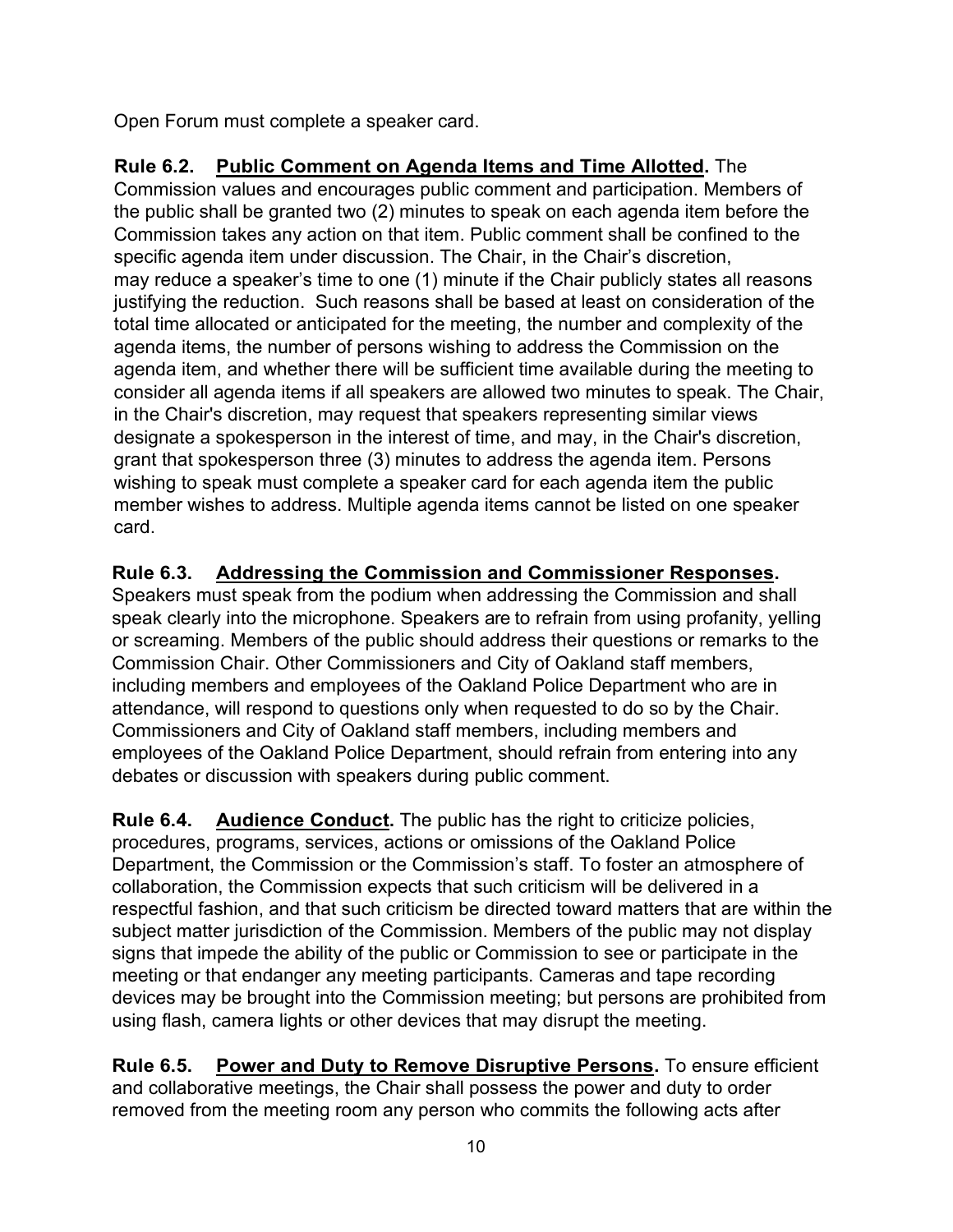Open Forum must complete a speaker card.

**Rule 6.2. Public Comment on Agenda Items and Time Allotted.** The Commission values and encourages public comment and participation. Members of the public shall be granted two (2) minutes to speak on each agenda item before the Commission takes any action on that item. Public comment shall be confined to the specific agenda item under discussion. The Chair, in the Chair's discretion, may reduce a speaker's time to one (1) minute if the Chair publicly states all reasons justifying the reduction. Such reasons shall be based at least on consideration of the total time allocated or anticipated for the meeting, the number and complexity of the agenda items, the number of persons wishing to address the Commission on the agenda item, and whether there will be sufficient time available during the meeting to consider all agenda items if all speakers are allowed two minutes to speak. The Chair, in the Chair's discretion, may request that speakers representing similar views designate a spokesperson in the interest of time, and may, in the Chair's discretion, grant that spokesperson three (3) minutes to address the agenda item. Persons wishing to speak must complete a speaker card for each agenda item the public member wishes to address. Multiple agenda items cannot be listed on one speaker card.

**Rule 6.3. Addressing the Commission and Commissioner Responses.** Speakers must speak from the podium when addressing the Commission and shall speak clearly into the microphone. Speakers are to refrain from using profanity, yelling or screaming. Members of the public should address their questions or remarks to the Commission Chair. Other Commissioners and City of Oakland staff members, including members and employees of the Oakland Police Department who are in attendance, will respond to questions only when requested to do so by the Chair. Commissioners and City of Oakland staff members, including members and employees of the Oakland Police Department, should refrain from entering into any debates or discussion with speakers during public comment.

**Rule 6.4. Audience Conduct.** The public has the right to criticize policies, procedures, programs, services, actions or omissions of the Oakland Police Department, the Commission or the Commission's staff. To foster an atmosphere of collaboration, the Commission expects that such criticism will be delivered in a respectful fashion, and that such criticism be directed toward matters that are within the subject matter jurisdiction of the Commission. Members of the public may not display signs that impede the ability of the public or Commission to see or participate in the meeting or that endanger any meeting participants. Cameras and tape recording devices may be brought into the Commission meeting; but persons are prohibited from using flash, camera lights or other devices that may disrupt the meeting.

**Rule 6.5. Power and Duty to Remove Disruptive Persons.** To ensure efficient and collaborative meetings, the Chair shall possess the power and duty to order removed from the meeting room any person who commits the following acts after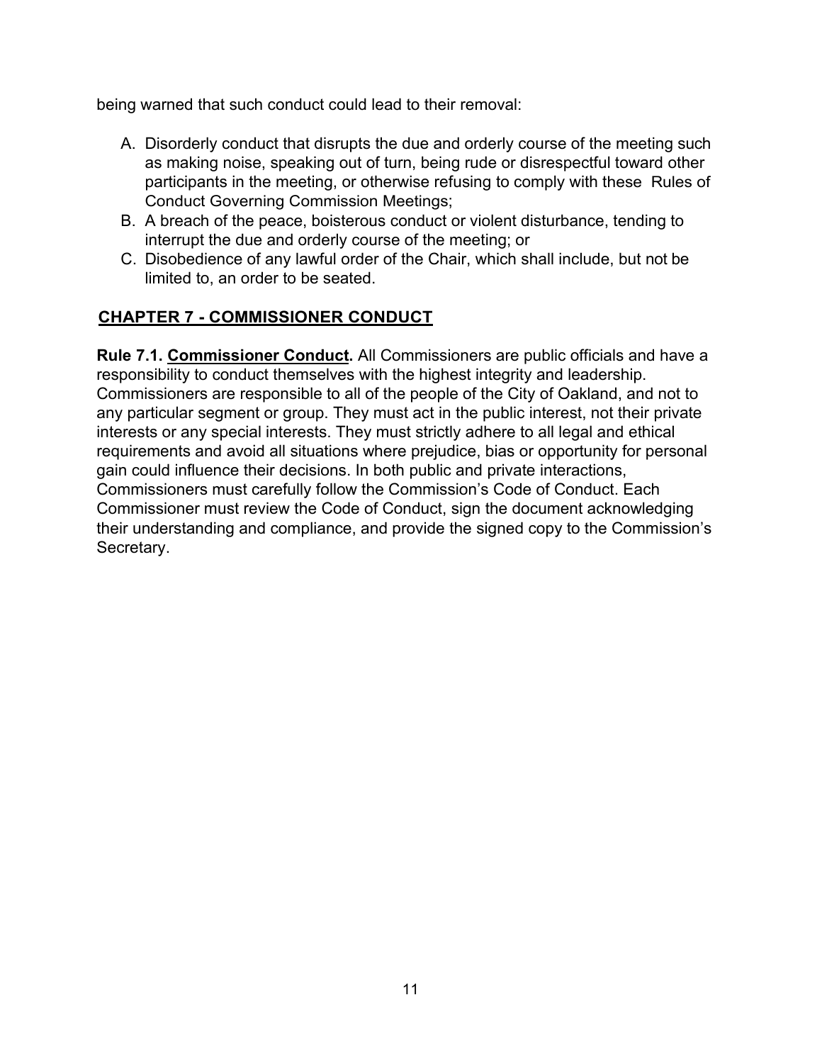being warned that such conduct could lead to their removal:

A. Disorderly conduct that disrupts the due and orderly course of the meeting such as making noise, speaking out of turn, being rude or disrespectful toward other participants in the meeting, or otherwise refusing to comply with these Rules of Conduct Governing Commission Meetings;
B. A breach of the peace, boisterous conduct or violent disturbance, tending to interrupt the due and orderly course of the meeting; or
C. Disobedience of any lawful order of the Chair, which shall include, but not be limited to, an order to be seated.

## CHAPTER 7 - COMMISSIONER CONDUCT

**Rule 7.1. Commissioner Conduct.** All Commissioners are public officials and have a responsibility to conduct themselves with the highest integrity and leadership. Commissioners are responsible to all of the people of the City of Oakland, and not to any particular segment or group. They must act in the public interest, not their private interests or any special interests. They must strictly adhere to all legal and ethical requirements and avoid all situations where prejudice, bias or opportunity for personal gain could influence their decisions. In both public and private interactions, Commissioners must carefully follow the Commission's Code of Conduct. Each Commissioner must review the Code of Conduct, sign the document acknowledging their understanding and compliance, and provide the signed copy to the Commission's Secretary.